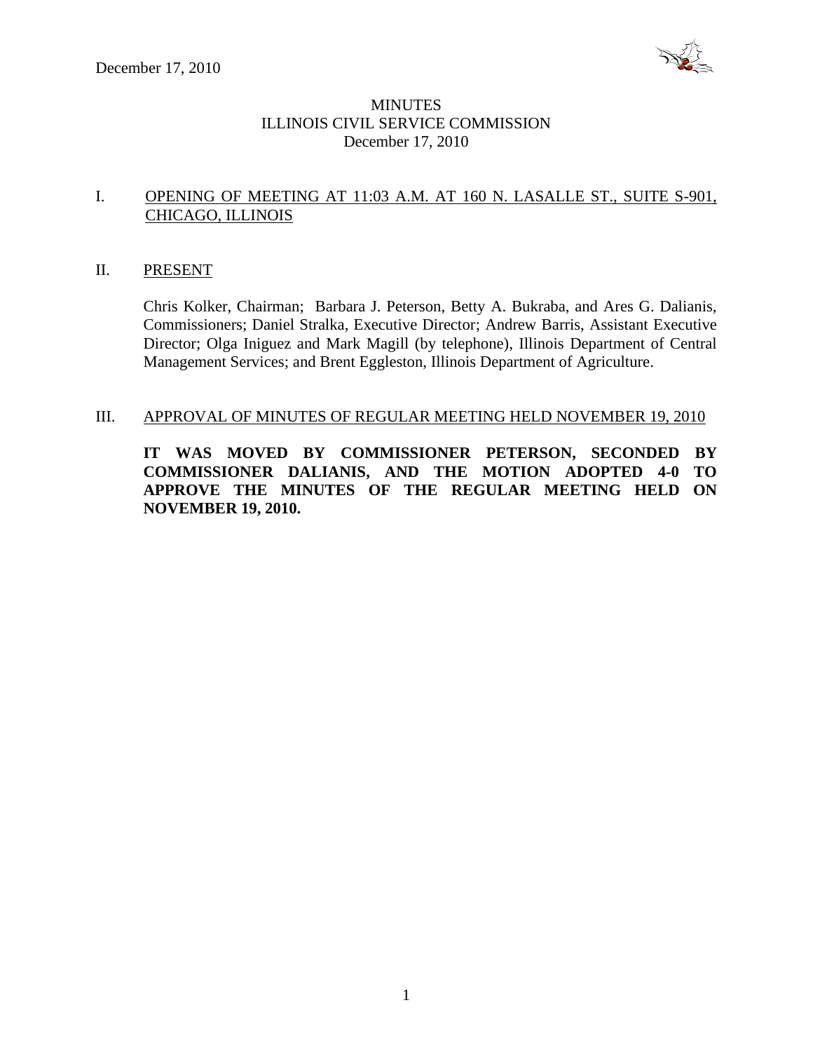December 17, 2010

# MINUTES
## ILLINOIS CIVIL SERVICE COMMISSION
December 17, 2010

## I. OPENING OF MEETING AT 11:03 A.M. AT 160 N. LASALLE ST., SUITE S-901, CHICAGO, ILLINOIS

## II. PRESENT

Chris Kolker, Chairman; Barbara J. Peterson, Betty A. Bukraba, and Ares G. Dalianis, Commissioners; Daniel Stralka, Executive Director; Andrew Barris, Assistant Executive Director; Olga Iniguez and Mark Magill (by telephone), Illinois Department of Central Management Services; and Brent Eggleston, Illinois Department of Agriculture.

## III. APPROVAL OF MINUTES OF REGULAR MEETING HELD NOVEMBER 19, 2010

**IT WAS MOVED BY COMMISSIONER PETERSON, SECONDED BY COMMISSIONER DALIANIS, AND THE MOTION ADOPTED 4-0 TO APPROVE THE MINUTES OF THE REGULAR MEETING HELD ON NOVEMBER 19, 2010.**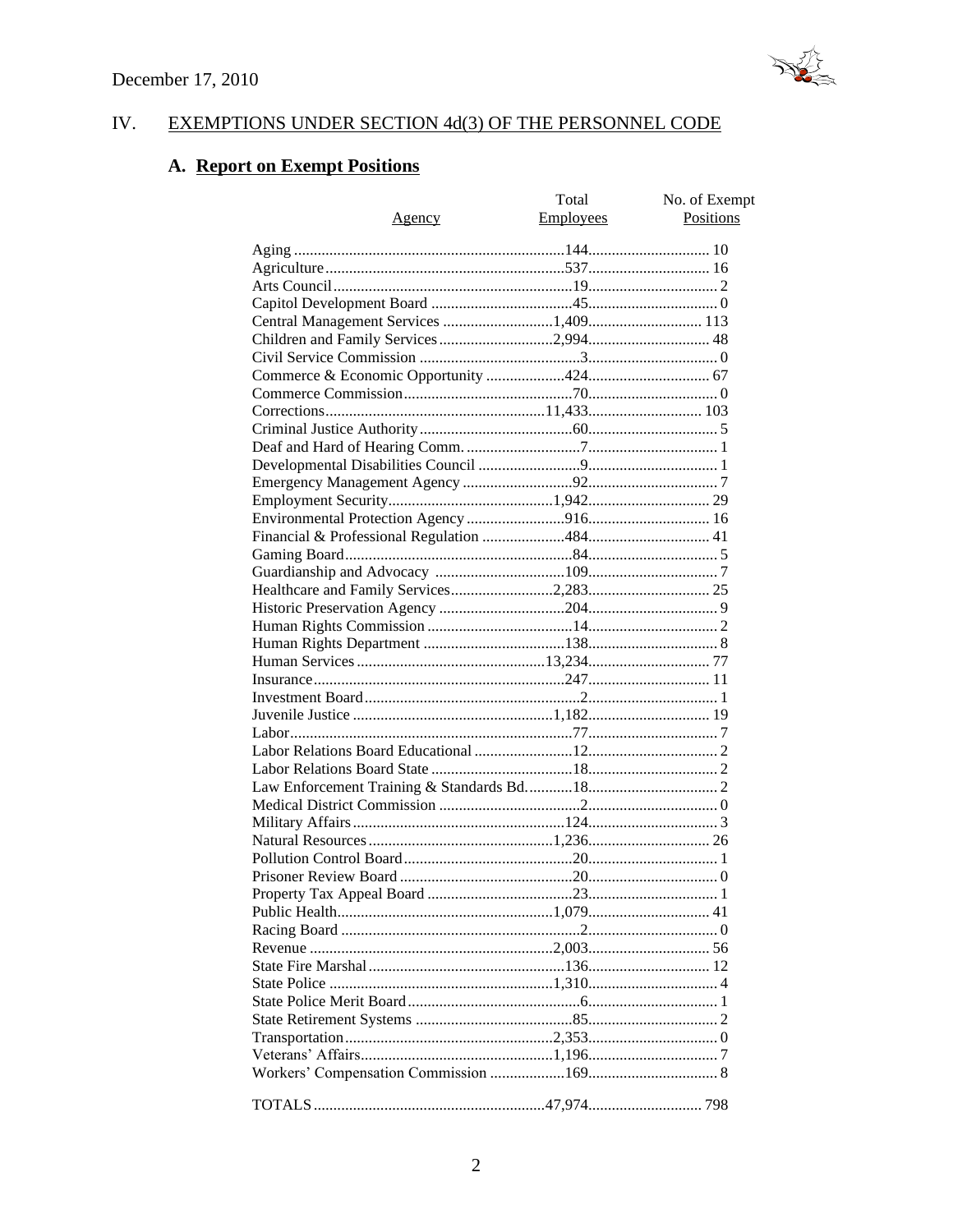December 17, 2010

## IV. EXEMPTIONS UNDER SECTION 4d(3) OF THE PERSONNEL CODE

### A. Report on Exempt Positions

| Agency | Total Employees | No. of Exempt Positions |
|---|---|---|
| Aging | 144 | 10 |
| Agriculture | 537 | 16 |
| Arts Council | 19 | 2 |
| Capitol Development Board | 45 | 0 |
| Central Management Services | 1,409 | 113 |
| Children and Family Services | 2,994 | 48 |
| Civil Service Commission | 3 | 0 |
| Commerce & Economic Opportunity | 424 | 67 |
| Commerce Commission | 70 | 0 |
| Corrections | 11,433 | 103 |
| Criminal Justice Authority | 60 | 5 |
| Deaf and Hard of Hearing Comm. | 7 | 1 |
| Developmental Disabilities Council | 9 | 1 |
| Emergency Management Agency | 92 | 7 |
| Employment Security | 1,942 | 29 |
| Environmental Protection Agency | 916 | 16 |
| Financial & Professional Regulation | 484 | 41 |
| Gaming Board | 84 | 5 |
| Guardianship and Advocacy | 109 | 7 |
| Healthcare and Family Services | 2,283 | 25 |
| Historic Preservation Agency | 204 | 9 |
| Human Rights Commission | 14 | 2 |
| Human Rights Department | 138 | 8 |
| Human Services | 13,234 | 77 |
| Insurance | 247 | 11 |
| Investment Board | 2 | 1 |
| Juvenile Justice | 1,182 | 19 |
| Labor | 77 | 7 |
| Labor Relations Board Educational | 12 | 2 |
| Labor Relations Board State | 18 | 2 |
| Law Enforcement Training & Standards Bd. | 18 | 2 |
| Medical District Commission | 2 | 0 |
| Military Affairs | 124 | 3 |
| Natural Resources | 1,236 | 26 |
| Pollution Control Board | 20 | 1 |
| Prisoner Review Board | 20 | 0 |
| Property Tax Appeal Board | 23 | 1 |
| Public Health | 1,079 | 41 |
| Racing Board | 2 | 0 |
| Revenue | 2,003 | 56 |
| State Fire Marshal | 136 | 12 |
| State Police | 1,310 | 4 |
| State Police Merit Board | 6 | 1 |
| State Retirement Systems | 85 | 2 |
| Transportation | 2,353 | 0 |
| Veterans' Affairs | 1,196 | 7 |
| Workers' Compensation Commission | 169 | 8 |
| TOTALS | 47,974 | 798 |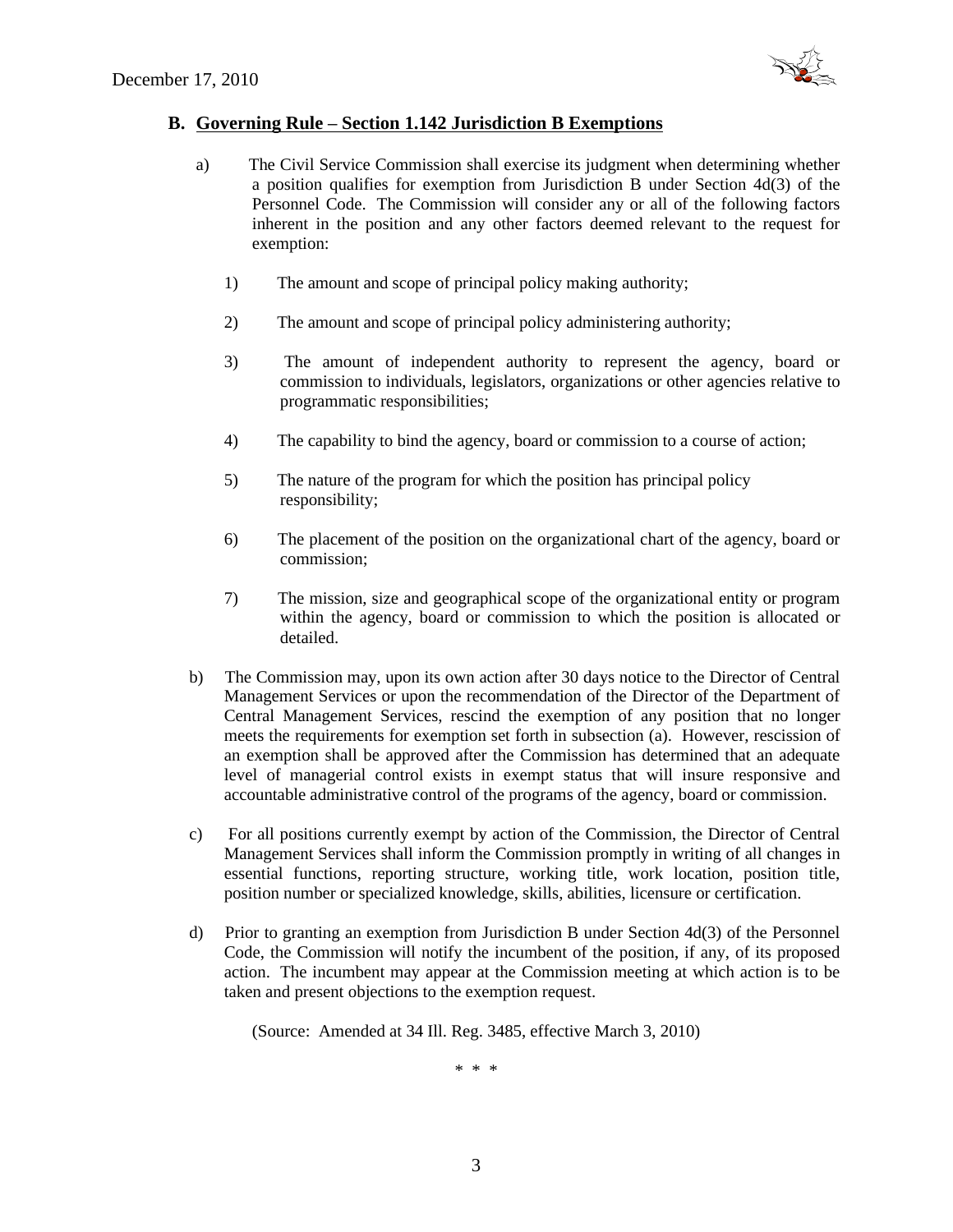## B. Governing Rule – Section 1.142 Jurisdiction B Exemptions

a) The Civil Service Commission shall exercise its judgment when determining whether a position qualifies for exemption from Jurisdiction B under Section 4d(3) of the Personnel Code. The Commission will consider any or all of the following factors inherent in the position and any other factors deemed relevant to the request for exemption:

1) The amount and scope of principal policy making authority;

2) The amount and scope of principal policy administering authority;

3) The amount of independent authority to represent the agency, board or commission to individuals, legislators, organizations or other agencies relative to programmatic responsibilities;

4) The capability to bind the agency, board or commission to a course of action;

5) The nature of the program for which the position has principal policy responsibility;

6) The placement of the position on the organizational chart of the agency, board or commission;

7) The mission, size and geographical scope of the organizational entity or program within the agency, board or commission to which the position is allocated or detailed.

b) The Commission may, upon its own action after 30 days notice to the Director of Central Management Services or upon the recommendation of the Director of the Department of Central Management Services, rescind the exemption of any position that no longer meets the requirements for exemption set forth in subsection (a). However, rescission of an exemption shall be approved after the Commission has determined that an adequate level of managerial control exists in exempt status that will insure responsive and accountable administrative control of the programs of the agency, board or commission.

c) For all positions currently exempt by action of the Commission, the Director of Central Management Services shall inform the Commission promptly in writing of all changes in essential functions, reporting structure, working title, work location, position title, position number or specialized knowledge, skills, abilities, licensure or certification.

d) Prior to granting an exemption from Jurisdiction B under Section 4d(3) of the Personnel Code, the Commission will notify the incumbent of the position, if any, of its proposed action. The incumbent may appear at the Commission meeting at which action is to be taken and present objections to the exemption request.

(Source: Amended at 34 Ill. Reg. 3485, effective March 3, 2010)

\* \* \*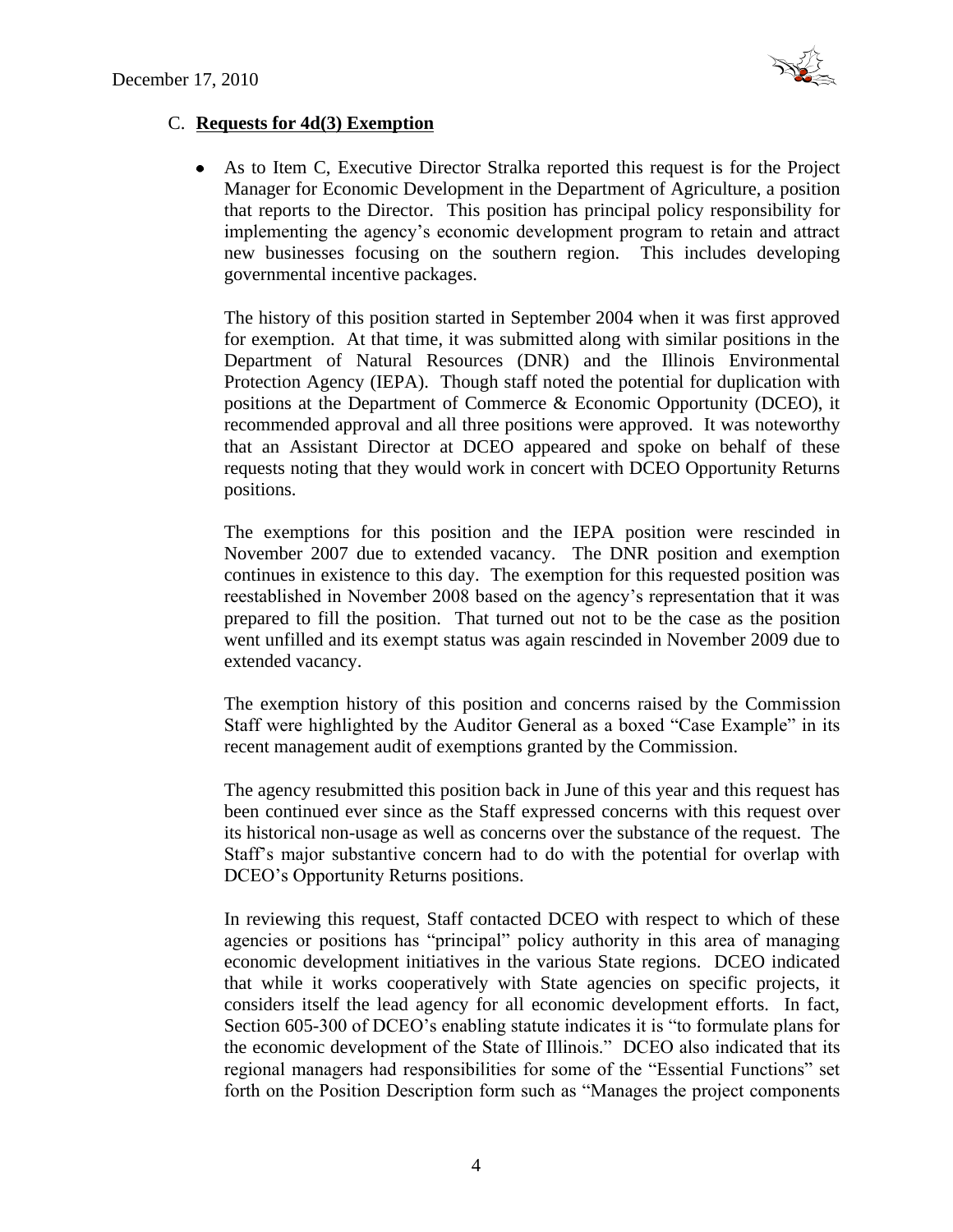### C. **Requests for 4d(3) Exemption**

- As to Item C, Executive Director Stralka reported this request is for the Project Manager for Economic Development in the Department of Agriculture, a position that reports to the Director. This position has principal policy responsibility for implementing the agency's economic development program to retain and attract new businesses focusing on the southern region. This includes developing governmental incentive packages.

  The history of this position started in September 2004 when it was first approved for exemption. At that time, it was submitted along with similar positions in the Department of Natural Resources (DNR) and the Illinois Environmental Protection Agency (IEPA). Though staff noted the potential for duplication with positions at the Department of Commerce & Economic Opportunity (DCEO), it recommended approval and all three positions were approved. It was noteworthy that an Assistant Director at DCEO appeared and spoke on behalf of these requests noting that they would work in concert with DCEO Opportunity Returns positions.

  The exemptions for this position and the IEPA position were rescinded in November 2007 due to extended vacancy. The DNR position and exemption continues in existence to this day. The exemption for this requested position was reestablished in November 2008 based on the agency's representation that it was prepared to fill the position. That turned out not to be the case as the position went unfilled and its exempt status was again rescinded in November 2009 due to extended vacancy.

  The exemption history of this position and concerns raised by the Commission Staff were highlighted by the Auditor General as a boxed "Case Example" in its recent management audit of exemptions granted by the Commission.

  The agency resubmitted this position back in June of this year and this request has been continued ever since as the Staff expressed concerns with this request over its historical non-usage as well as concerns over the substance of the request. The Staff's major substantive concern had to do with the potential for overlap with DCEO's Opportunity Returns positions.

  In reviewing this request, Staff contacted DCEO with respect to which of these agencies or positions has "principal" policy authority in this area of managing economic development initiatives in the various State regions. DCEO indicated that while it works cooperatively with State agencies on specific projects, it considers itself the lead agency for all economic development efforts. In fact, Section 605-300 of DCEO's enabling statute indicates it is "to formulate plans for the economic development of the State of Illinois." DCEO also indicated that its regional managers had responsibilities for some of the "Essential Functions" set forth on the Position Description form such as "Manages the project components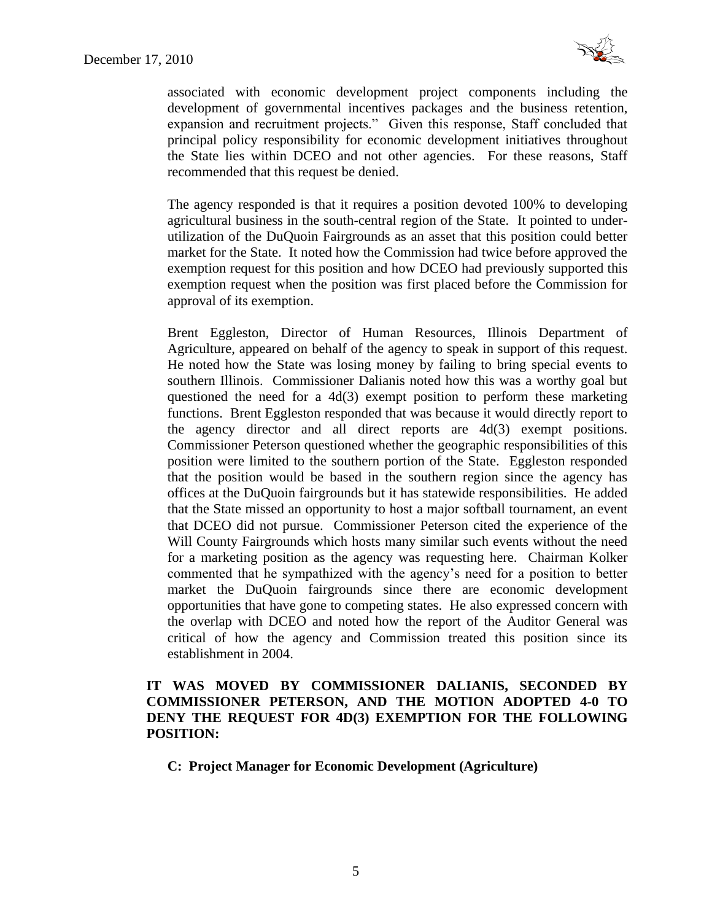associated with economic development project components including the development of governmental incentives packages and the business retention, expansion and recruitment projects." Given this response, Staff concluded that principal policy responsibility for economic development initiatives throughout the State lies within DCEO and not other agencies. For these reasons, Staff recommended that this request be denied.

The agency responded is that it requires a position devoted 100% to developing agricultural business in the south-central region of the State. It pointed to under-utilization of the DuQuoin Fairgrounds as an asset that this position could better market for the State. It noted how the Commission had twice before approved the exemption request for this position and how DCEO had previously supported this exemption request when the position was first placed before the Commission for approval of its exemption.

Brent Eggleston, Director of Human Resources, Illinois Department of Agriculture, appeared on behalf of the agency to speak in support of this request. He noted how the State was losing money by failing to bring special events to southern Illinois. Commissioner Dalianis noted how this was a worthy goal but questioned the need for a 4d(3) exempt position to perform these marketing functions. Brent Eggleston responded that was because it would directly report to the agency director and all direct reports are 4d(3) exempt positions. Commissioner Peterson questioned whether the geographic responsibilities of this position were limited to the southern portion of the State. Eggleston responded that the position would be based in the southern region since the agency has offices at the DuQuoin fairgrounds but it has statewide responsibilities. He added that the State missed an opportunity to host a major softball tournament, an event that DCEO did not pursue. Commissioner Peterson cited the experience of the Will County Fairgrounds which hosts many similar such events without the need for a marketing position as the agency was requesting here. Chairman Kolker commented that he sympathized with the agency's need for a position to better market the DuQuoin fairgrounds since there are economic development opportunities that have gone to competing states. He also expressed concern with the overlap with DCEO and noted how the report of the Auditor General was critical of how the agency and Commission treated this position since its establishment in 2004.

**IT WAS MOVED BY COMMISSIONER DALIANIS, SECONDED BY COMMISSIONER PETERSON, AND THE MOTION ADOPTED 4-0 TO DENY THE REQUEST FOR 4D(3) EXEMPTION FOR THE FOLLOWING POSITION:**

**C: Project Manager for Economic Development (Agriculture)**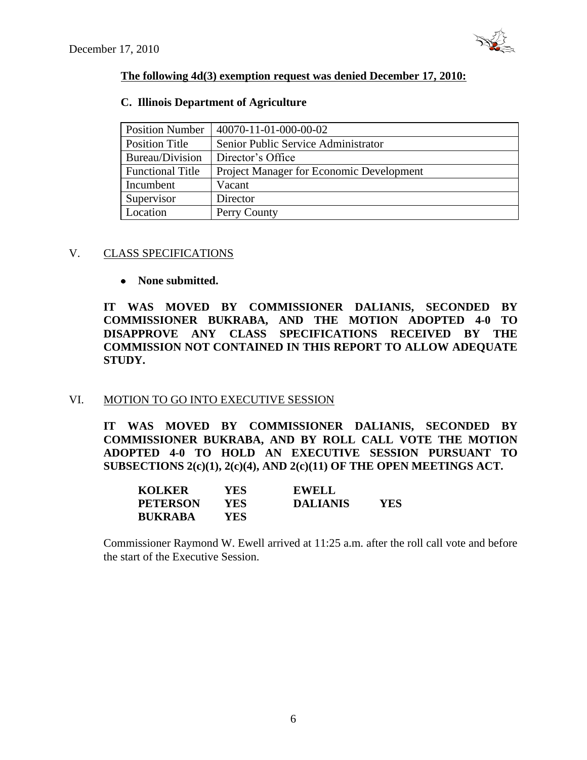**The following 4d(3) exemption request was denied December 17, 2010:**

**C. Illinois Department of Agriculture**

| Position Number | 40070-11-01-000-00-02 |
|---|---|
| Position Title | Senior Public Service Administrator |
| Bureau/Division | Director's Office |
| Functional Title | Project Manager for Economic Development |
| Incumbent | Vacant |
| Supervisor | Director |
| Location | Perry County |

V. CLASS SPECIFICATIONS

- **None submitted.**

**IT WAS MOVED BY COMMISSIONER DALIANIS, SECONDED BY COMMISSIONER BUKRABA, AND THE MOTION ADOPTED 4-0 TO DISAPPROVE ANY CLASS SPECIFICATIONS RECEIVED BY THE COMMISSION NOT CONTAINED IN THIS REPORT TO ALLOW ADEQUATE STUDY.**

VI. MOTION TO GO INTO EXECUTIVE SESSION

**IT WAS MOVED BY COMMISSIONER DALIANIS, SECONDED BY COMMISSIONER BUKRABA, AND BY ROLL CALL VOTE THE MOTION ADOPTED 4-0 TO HOLD AN EXECUTIVE SESSION PURSUANT TO SUBSECTIONS 2(c)(1), 2(c)(4), AND 2(c)(11) OF THE OPEN MEETINGS ACT.**

| | | | |
|---|---|---|---|
| **KOLKER** | **YES** | **EWELL** | |
| **PETERSON** | **YES** | **DALIANIS** | **YES** |
| **BUKRABA** | **YES** | | |

Commissioner Raymond W. Ewell arrived at 11:25 a.m. after the roll call vote and before the start of the Executive Session.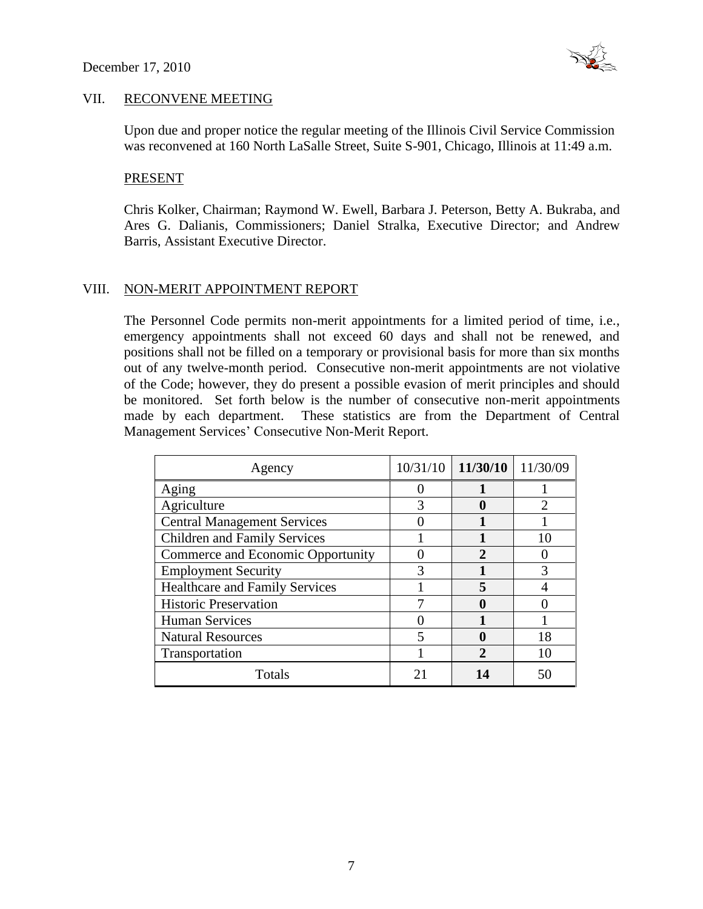December 17, 2010

## VII. RECONVENE MEETING

Upon due and proper notice the regular meeting of the Illinois Civil Service Commission was reconvened at 160 North LaSalle Street, Suite S-901, Chicago, Illinois at 11:49 a.m.

### PRESENT

Chris Kolker, Chairman; Raymond W. Ewell, Barbara J. Peterson, Betty A. Bukraba, and Ares G. Dalianis, Commissioners; Daniel Stralka, Executive Director; and Andrew Barris, Assistant Executive Director.

## VIII. NON-MERIT APPOINTMENT REPORT

The Personnel Code permits non-merit appointments for a limited period of time, i.e., emergency appointments shall not exceed 60 days and shall not be renewed, and positions shall not be filled on a temporary or provisional basis for more than six months out of any twelve-month period. Consecutive non-merit appointments are not violative of the Code; however, they do present a possible evasion of merit principles and should be monitored. Set forth below is the number of consecutive non-merit appointments made by each department. These statistics are from the Department of Central Management Services' Consecutive Non-Merit Report.

| Agency | 10/31/10 | **11/30/10** | 11/30/09 |
|---|---|---|---|
| Aging | 0 | **1** | 1 |
| Agriculture | 3 | **0** | 2 |
| Central Management Services | 0 | **1** | 1 |
| Children and Family Services | 1 | **1** | 10 |
| Commerce and Economic Opportunity | 0 | **2** | 0 |
| Employment Security | 3 | **1** | 3 |
| Healthcare and Family Services | 1 | **5** | 4 |
| Historic Preservation | 7 | **0** | 0 |
| Human Services | 0 | **1** | 1 |
| Natural Resources | 5 | **0** | 18 |
| Transportation | 1 | **2** | 10 |
| Totals | 21 | **14** | 50 |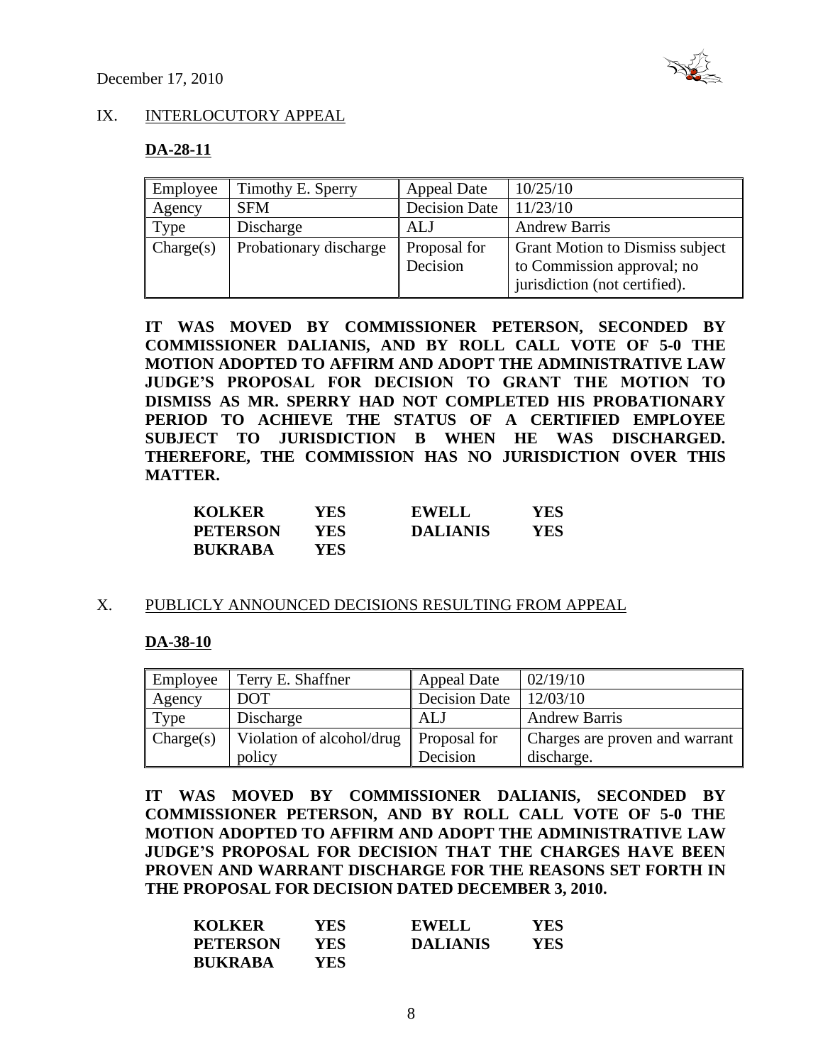## IX. INTERLOCUTORY APPEAL

### DA-28-11

| Employee | Timothy E. Sperry | Appeal Date | 10/25/10 |
|---|---|---|---|
| Agency | SFM | Decision Date | 11/23/10 |
| Type | Discharge | ALJ | Andrew Barris |
| Charge(s) | Probationary discharge | Proposal for Decision | Grant Motion to Dismiss subject to Commission approval; no jurisdiction (not certified). |

**IT WAS MOVED BY COMMISSIONER PETERSON, SECONDED BY COMMISSIONER DALIANIS, AND BY ROLL CALL VOTE OF 5-0 THE MOTION ADOPTED TO AFFIRM AND ADOPT THE ADMINISTRATIVE LAW JUDGE'S PROPOSAL FOR DECISION TO GRANT THE MOTION TO DISMISS AS MR. SPERRY HAD NOT COMPLETED HIS PROBATIONARY PERIOD TO ACHIEVE THE STATUS OF A CERTIFIED EMPLOYEE SUBJECT TO JURISDICTION B WHEN HE WAS DISCHARGED. THEREFORE, THE COMMISSION HAS NO JURISDICTION OVER THIS MATTER.**

| | | | |
|---|---|---|---|
| **KOLKER** | **YES** | **EWELL** | **YES** |
| **PETERSON** | **YES** | **DALIANIS** | **YES** |
| **BUKRABA** | **YES** | | |

## X. PUBLICLY ANNOUNCED DECISIONS RESULTING FROM APPEAL

### DA-38-10

| Employee | Terry E. Shaffner | Appeal Date | 02/19/10 |
|---|---|---|---|
| Agency | DOT | Decision Date | 12/03/10 |
| Type | Discharge | ALJ | Andrew Barris |
| Charge(s) | Violation of alcohol/drug policy | Proposal for Decision | Charges are proven and warrant discharge. |

**IT WAS MOVED BY COMMISSIONER DALIANIS, SECONDED BY COMMISSIONER PETERSON, AND BY ROLL CALL VOTE OF 5-0 THE MOTION ADOPTED TO AFFIRM AND ADOPT THE ADMINISTRATIVE LAW JUDGE'S PROPOSAL FOR DECISION THAT THE CHARGES HAVE BEEN PROVEN AND WARRANT DISCHARGE FOR THE REASONS SET FORTH IN THE PROPOSAL FOR DECISION DATED DECEMBER 3, 2010.**

| | | | |
|---|---|---|---|
| **KOLKER** | **YES** | **EWELL** | **YES** |
| **PETERSON** | **YES** | **DALIANIS** | **YES** |
| **BUKRABA** | **YES** | | |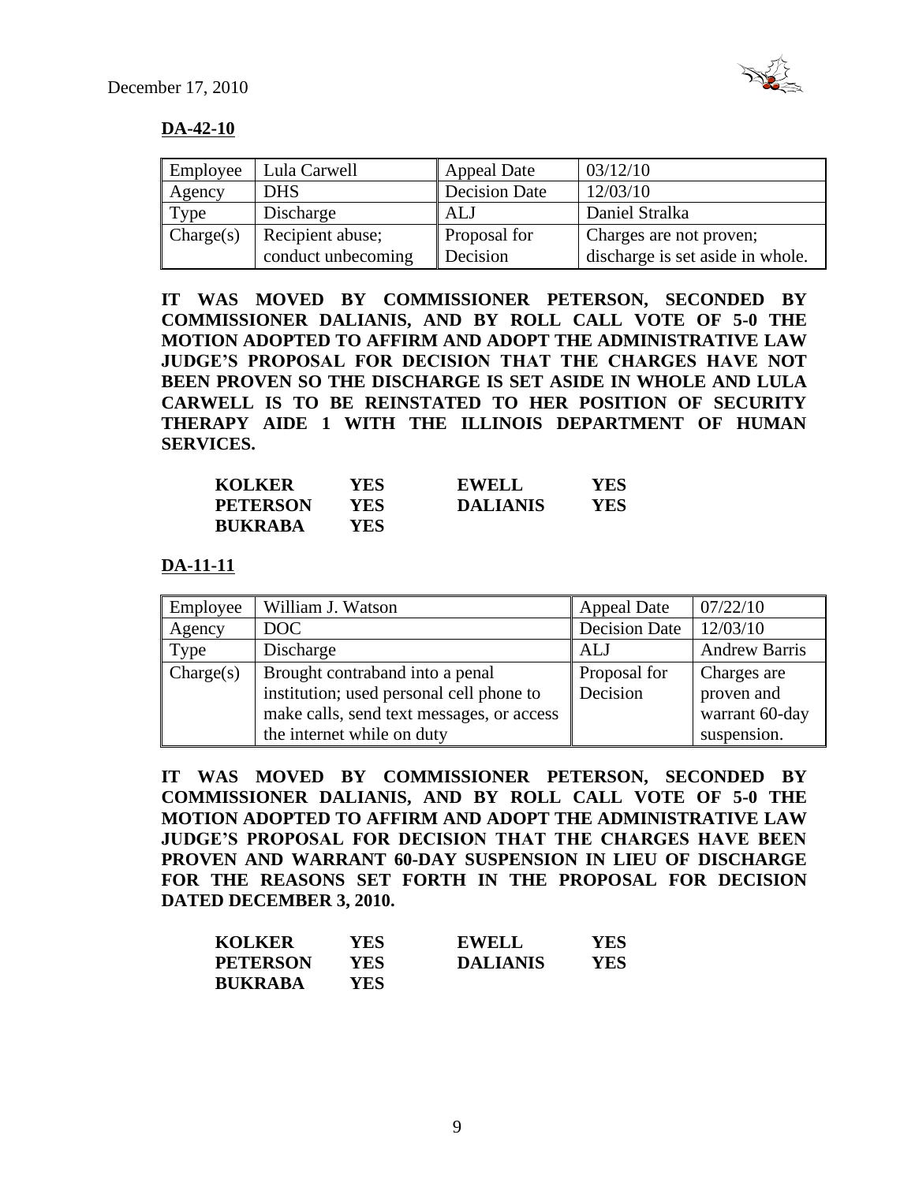December 17, 2010

**DA-42-10**

| Employee | Lula Carwell | Appeal Date | 03/12/10 |
|---|---|---|---|
| Agency | DHS | Decision Date | 12/03/10 |
| Type | Discharge | ALJ | Daniel Stralka |
| Charge(s) | Recipient abuse; conduct unbecoming | Proposal for Decision | Charges are not proven; discharge is set aside in whole. |

**IT WAS MOVED BY COMMISSIONER PETERSON, SECONDED BY COMMISSIONER DALIANIS, AND BY ROLL CALL VOTE OF 5-0 THE MOTION ADOPTED TO AFFIRM AND ADOPT THE ADMINISTRATIVE LAW JUDGE'S PROPOSAL FOR DECISION THAT THE CHARGES HAVE NOT BEEN PROVEN SO THE DISCHARGE IS SET ASIDE IN WHOLE AND LULA CARWELL IS TO BE REINSTATED TO HER POSITION OF SECURITY THERAPY AIDE 1 WITH THE ILLINOIS DEPARTMENT OF HUMAN SERVICES.**

| | | | |
|---|---|---|---|
| **KOLKER** | **YES** | **EWELL** | **YES** |
| **PETERSON** | **YES** | **DALIANIS** | **YES** |
| **BUKRABA** | **YES** | | |

**DA-11-11**

| Employee | William J. Watson | Appeal Date | 07/22/10 |
|---|---|---|---|
| Agency | DOC | Decision Date | 12/03/10 |
| Type | Discharge | ALJ | Andrew Barris |
| Charge(s) | Brought contraband into a penal institution; used personal cell phone to make calls, send text messages, or access the internet while on duty | Proposal for Decision | Charges are proven and warrant 60-day suspension. |

**IT WAS MOVED BY COMMISSIONER PETERSON, SECONDED BY COMMISSIONER DALIANIS, AND BY ROLL CALL VOTE OF 5-0 THE MOTION ADOPTED TO AFFIRM AND ADOPT THE ADMINISTRATIVE LAW JUDGE'S PROPOSAL FOR DECISION THAT THE CHARGES HAVE BEEN PROVEN AND WARRANT 60-DAY SUSPENSION IN LIEU OF DISCHARGE FOR THE REASONS SET FORTH IN THE PROPOSAL FOR DECISION DATED DECEMBER 3, 2010.**

| | | | |
|---|---|---|---|
| **KOLKER** | **YES** | **EWELL** | **YES** |
| **PETERSON** | **YES** | **DALIANIS** | **YES** |
| **BUKRABA** | **YES** | | |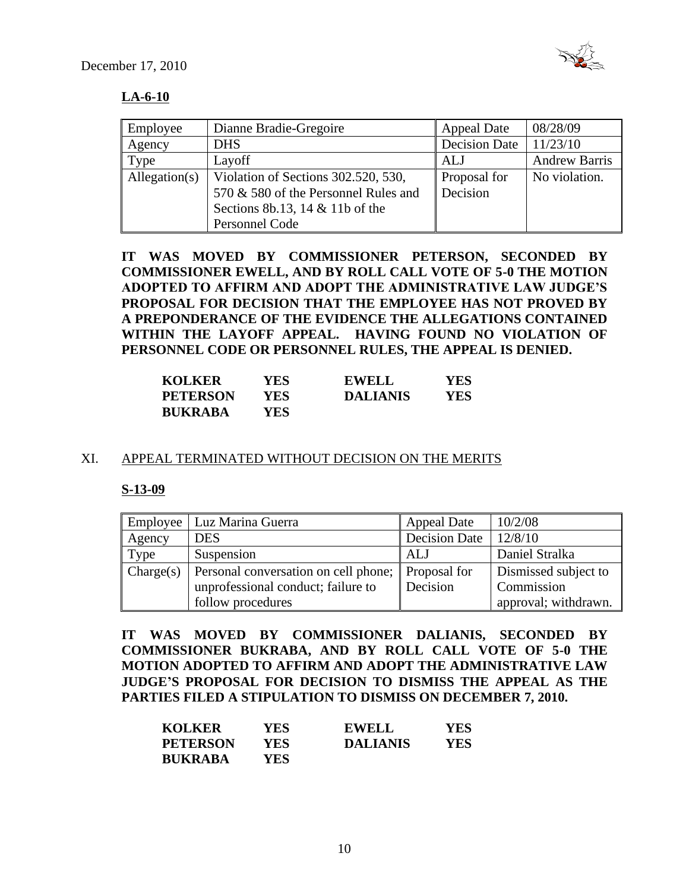December 17, 2010

**LA-6-10**

| Employee | Dianne Bradie-Gregoire | Appeal Date | 08/28/09 |
|---|---|---|---|
| Agency | DHS | Decision Date | 11/23/10 |
| Type | Layoff | ALJ | Andrew Barris |
| Allegation(s) | Violation of Sections 302.520, 530, 570 & 580 of the Personnel Rules and Sections 8b.13, 14 & 11b of the Personnel Code | Proposal for Decision | No violation. |

**IT WAS MOVED BY COMMISSIONER PETERSON, SECONDED BY COMMISSIONER EWELL, AND BY ROLL CALL VOTE OF 5-0 THE MOTION ADOPTED TO AFFIRM AND ADOPT THE ADMINISTRATIVE LAW JUDGE'S PROPOSAL FOR DECISION THAT THE EMPLOYEE HAS NOT PROVED BY A PREPONDERANCE OF THE EVIDENCE THE ALLEGATIONS CONTAINED WITHIN THE LAYOFF APPEAL. HAVING FOUND NO VIOLATION OF PERSONNEL CODE OR PERSONNEL RULES, THE APPEAL IS DENIED.**

| | | | |
|---|---|---|---|
| **KOLKER** | **YES** | **EWELL** | **YES** |
| **PETERSON** | **YES** | **DALIANIS** | **YES** |
| **BUKRABA** | **YES** | | |

## XI. APPEAL TERMINATED WITHOUT DECISION ON THE MERITS

**S-13-09**

| Employee | Luz Marina Guerra | Appeal Date | 10/2/08 |
|---|---|---|---|
| Agency | DES | Decision Date | 12/8/10 |
| Type | Suspension | ALJ | Daniel Stralka |
| Charge(s) | Personal conversation on cell phone; unprofessional conduct; failure to follow procedures | Proposal for Decision | Dismissed subject to Commission approval; withdrawn. |

**IT WAS MOVED BY COMMISSIONER DALIANIS, SECONDED BY COMMISSIONER BUKRABA, AND BY ROLL CALL VOTE OF 5-0 THE MOTION ADOPTED TO AFFIRM AND ADOPT THE ADMINISTRATIVE LAW JUDGE'S PROPOSAL FOR DECISION TO DISMISS THE APPEAL AS THE PARTIES FILED A STIPULATION TO DISMISS ON DECEMBER 7, 2010.**

| | | | |
|---|---|---|---|
| **KOLKER** | **YES** | **EWELL** | **YES** |
| **PETERSON** | **YES** | **DALIANIS** | **YES** |
| **BUKRABA** | **YES** | | |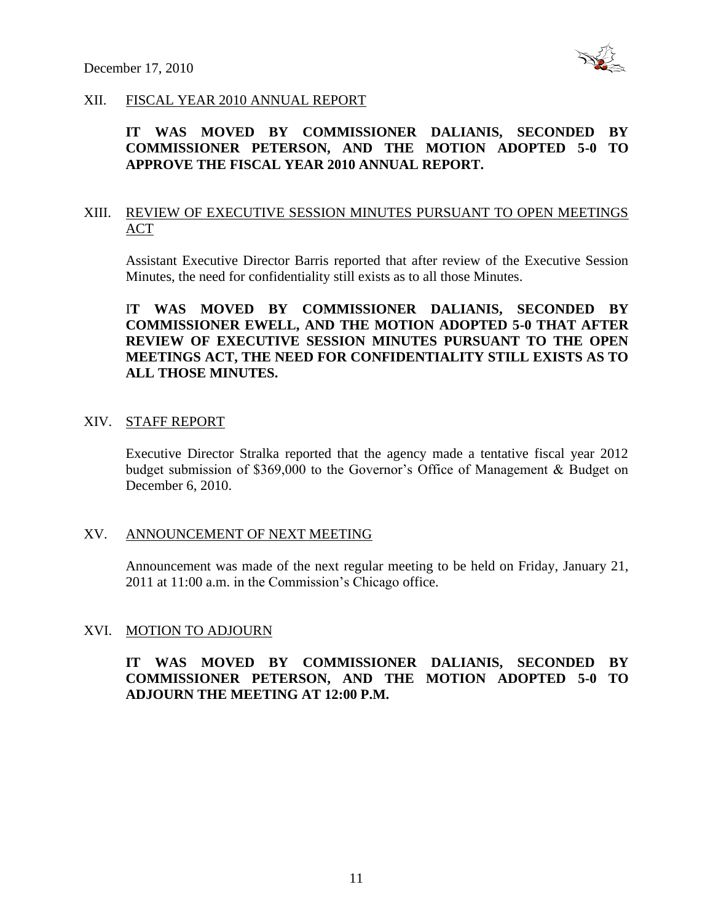## XII. FISCAL YEAR 2010 ANNUAL REPORT

**IT WAS MOVED BY COMMISSIONER DALIANIS, SECONDED BY COMMISSIONER PETERSON, AND THE MOTION ADOPTED 5-0 TO APPROVE THE FISCAL YEAR 2010 ANNUAL REPORT.**

## XIII. REVIEW OF EXECUTIVE SESSION MINUTES PURSUANT TO OPEN MEETINGS ACT

Assistant Executive Director Barris reported that after review of the Executive Session Minutes, the need for confidentiality still exists as to all those Minutes.

**IT WAS MOVED BY COMMISSIONER DALIANIS, SECONDED BY COMMISSIONER EWELL, AND THE MOTION ADOPTED 5-0 THAT AFTER REVIEW OF EXECUTIVE SESSION MINUTES PURSUANT TO THE OPEN MEETINGS ACT, THE NEED FOR CONFIDENTIALITY STILL EXISTS AS TO ALL THOSE MINUTES.**

## XIV. STAFF REPORT

Executive Director Stralka reported that the agency made a tentative fiscal year 2012 budget submission of $369,000 to the Governor's Office of Management & Budget on December 6, 2010.

## XV. ANNOUNCEMENT OF NEXT MEETING

Announcement was made of the next regular meeting to be held on Friday, January 21, 2011 at 11:00 a.m. in the Commission's Chicago office.

## XVI. MOTION TO ADJOURN

**IT WAS MOVED BY COMMISSIONER DALIANIS, SECONDED BY COMMISSIONER PETERSON, AND THE MOTION ADOPTED 5-0 TO ADJOURN THE MEETING AT 12:00 P.M.**